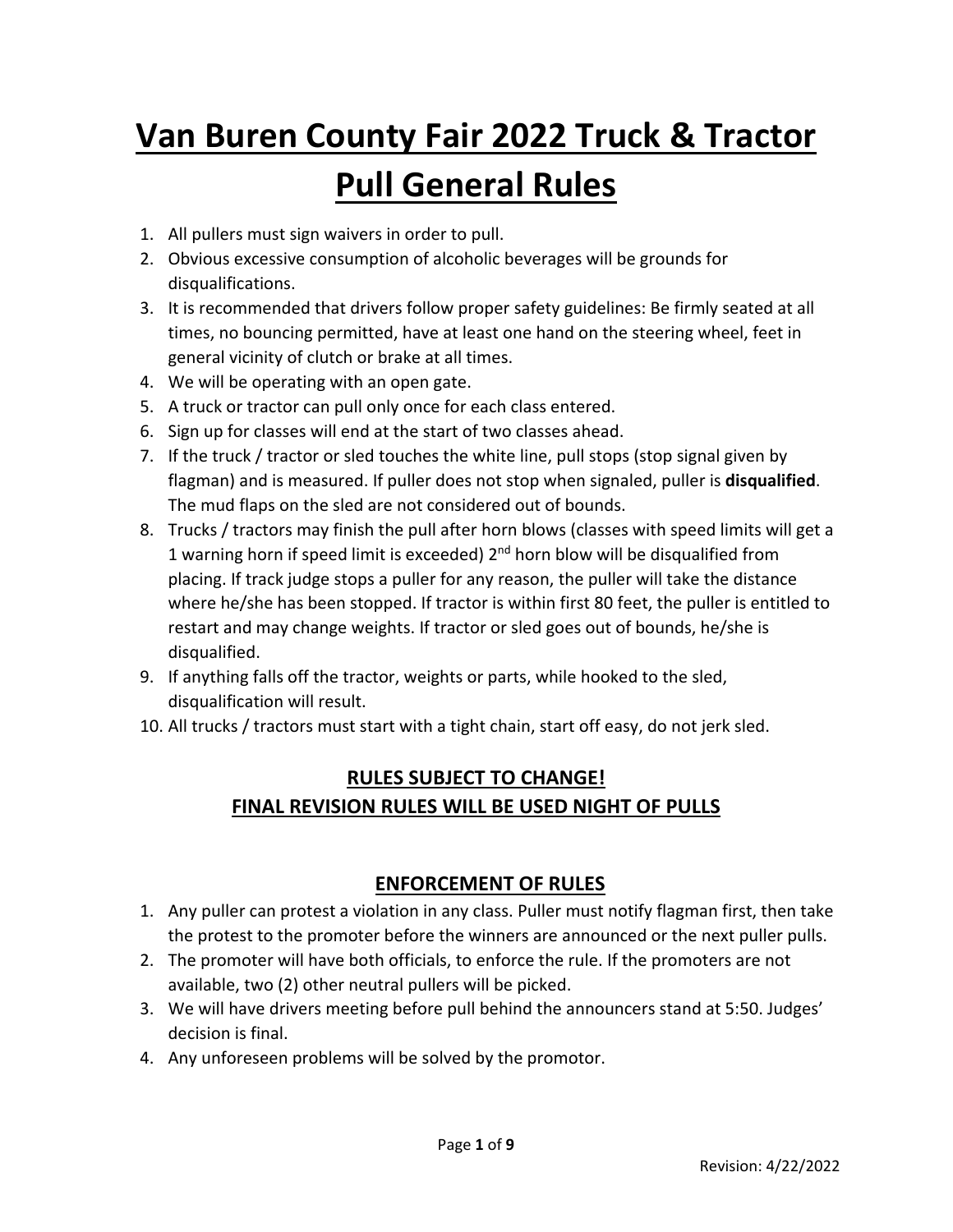# Van Buren County Fair 2022 Truck & Tractor Pull General Rules

1. All pullers must sign waivers in order to pull.
2. Obvious excessive consumption of alcoholic beverages will be grounds for disqualifications.
3. It is recommended that drivers follow proper safety guidelines: Be firmly seated at all times, no bouncing permitted, have at least one hand on the steering wheel, feet in general vicinity of clutch or brake at all times.
4. We will be operating with an open gate.
5. A truck or tractor can pull only once for each class entered.
6. Sign up for classes will end at the start of two classes ahead.
7. If the truck / tractor or sled touches the white line, pull stops (stop signal given by flagman) and is measured. If puller does not stop when signaled, puller is **disqualified**. The mud flaps on the sled are not considered out of bounds.
8. Trucks / tractors may finish the pull after horn blows (classes with speed limits will get a 1 warning horn if speed limit is exceeded) 2nd horn blow will be disqualified from placing. If track judge stops a puller for any reason, the puller will take the distance where he/she has been stopped. If tractor is within first 80 feet, the puller is entitled to restart and may change weights. If tractor or sled goes out of bounds, he/she is disqualified.
9. If anything falls off the tractor, weights or parts, while hooked to the sled, disqualification will result.
10. All trucks / tractors must start with a tight chain, start off easy, do not jerk sled.

## RULES SUBJECT TO CHANGE!
## FINAL REVISION RULES WILL BE USED NIGHT OF PULLS

## ENFORCEMENT OF RULES

1. Any puller can protest a violation in any class. Puller must notify flagman first, then take the protest to the promoter before the winners are announced or the next puller pulls.
2. The promoter will have both officials, to enforce the rule. If the promoters are not available, two (2) other neutral pullers will be picked.
3. We will have drivers meeting before pull behind the announcers stand at 5:50. Judges' decision is final.
4. Any unforeseen problems will be solved by the promotor.

Revision: 4/22/2022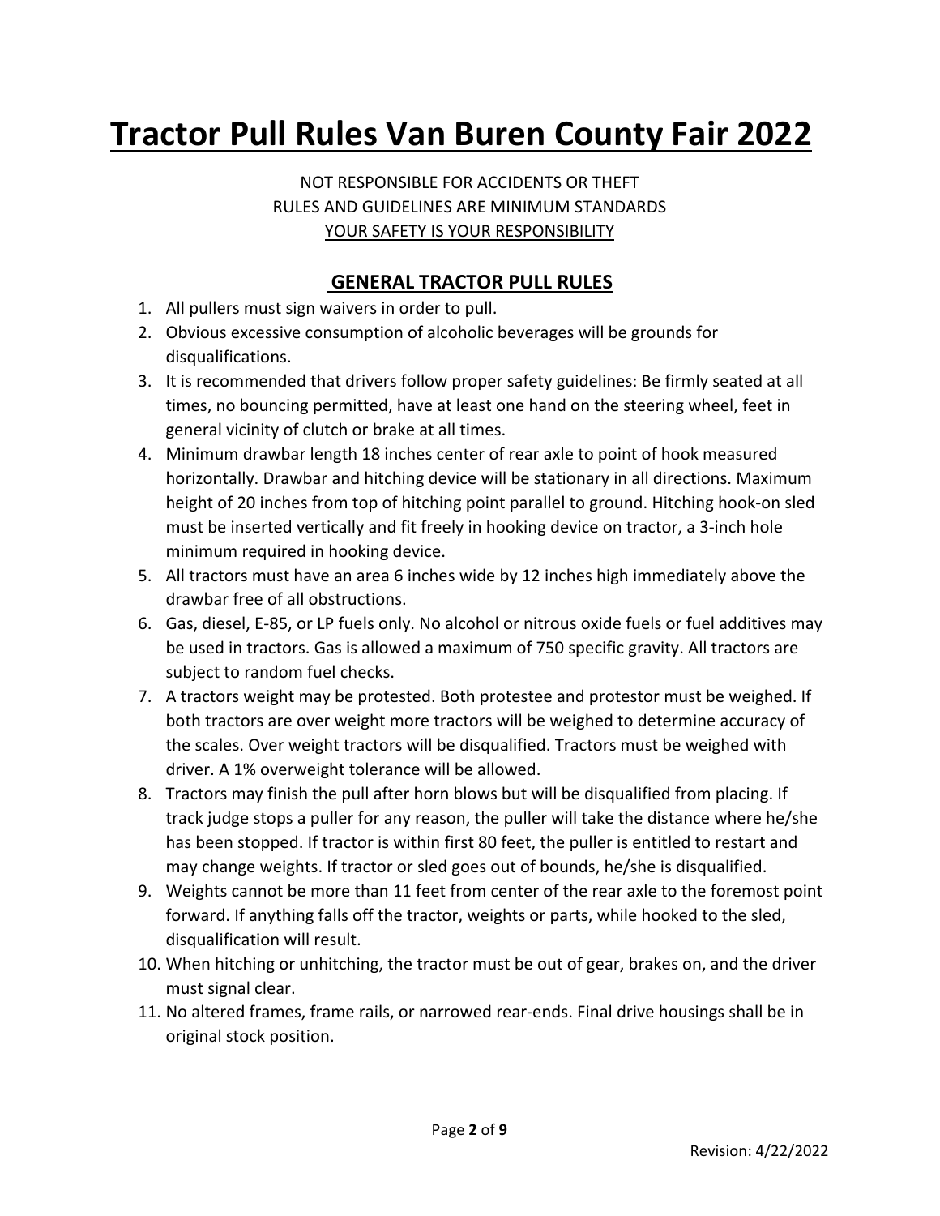# Tractor Pull Rules Van Buren County Fair 2022

NOT RESPONSIBLE FOR ACCIDENTS OR THEFT
RULES AND GUIDELINES ARE MINIMUM STANDARDS
YOUR SAFETY IS YOUR RESPONSIBILITY

## GENERAL TRACTOR PULL RULES

1. All pullers must sign waivers in order to pull.
2. Obvious excessive consumption of alcoholic beverages will be grounds for disqualifications.
3. It is recommended that drivers follow proper safety guidelines: Be firmly seated at all times, no bouncing permitted, have at least one hand on the steering wheel, feet in general vicinity of clutch or brake at all times.
4. Minimum drawbar length 18 inches center of rear axle to point of hook measured horizontally. Drawbar and hitching device will be stationary in all directions. Maximum height of 20 inches from top of hitching point parallel to ground. Hitching hook-on sled must be inserted vertically and fit freely in hooking device on tractor, a 3-inch hole minimum required in hooking device.
5. All tractors must have an area 6 inches wide by 12 inches high immediately above the drawbar free of all obstructions.
6. Gas, diesel, E-85, or LP fuels only. No alcohol or nitrous oxide fuels or fuel additives may be used in tractors. Gas is allowed a maximum of 750 specific gravity. All tractors are subject to random fuel checks.
7. A tractors weight may be protested. Both protestee and protestor must be weighed. If both tractors are over weight more tractors will be weighed to determine accuracy of the scales. Over weight tractors will be disqualified. Tractors must be weighed with driver. A 1% overweight tolerance will be allowed.
8. Tractors may finish the pull after horn blows but will be disqualified from placing. If track judge stops a puller for any reason, the puller will take the distance where he/she has been stopped. If tractor is within first 80 feet, the puller is entitled to restart and may change weights. If tractor or sled goes out of bounds, he/she is disqualified.
9. Weights cannot be more than 11 feet from center of the rear axle to the foremost point forward. If anything falls off the tractor, weights or parts, while hooked to the sled, disqualification will result.
10. When hitching or unhitching, the tractor must be out of gear, brakes on, and the driver must signal clear.
11. No altered frames, frame rails, or narrowed rear-ends. Final drive housings shall be in original stock position.

Revision: 4/22/2022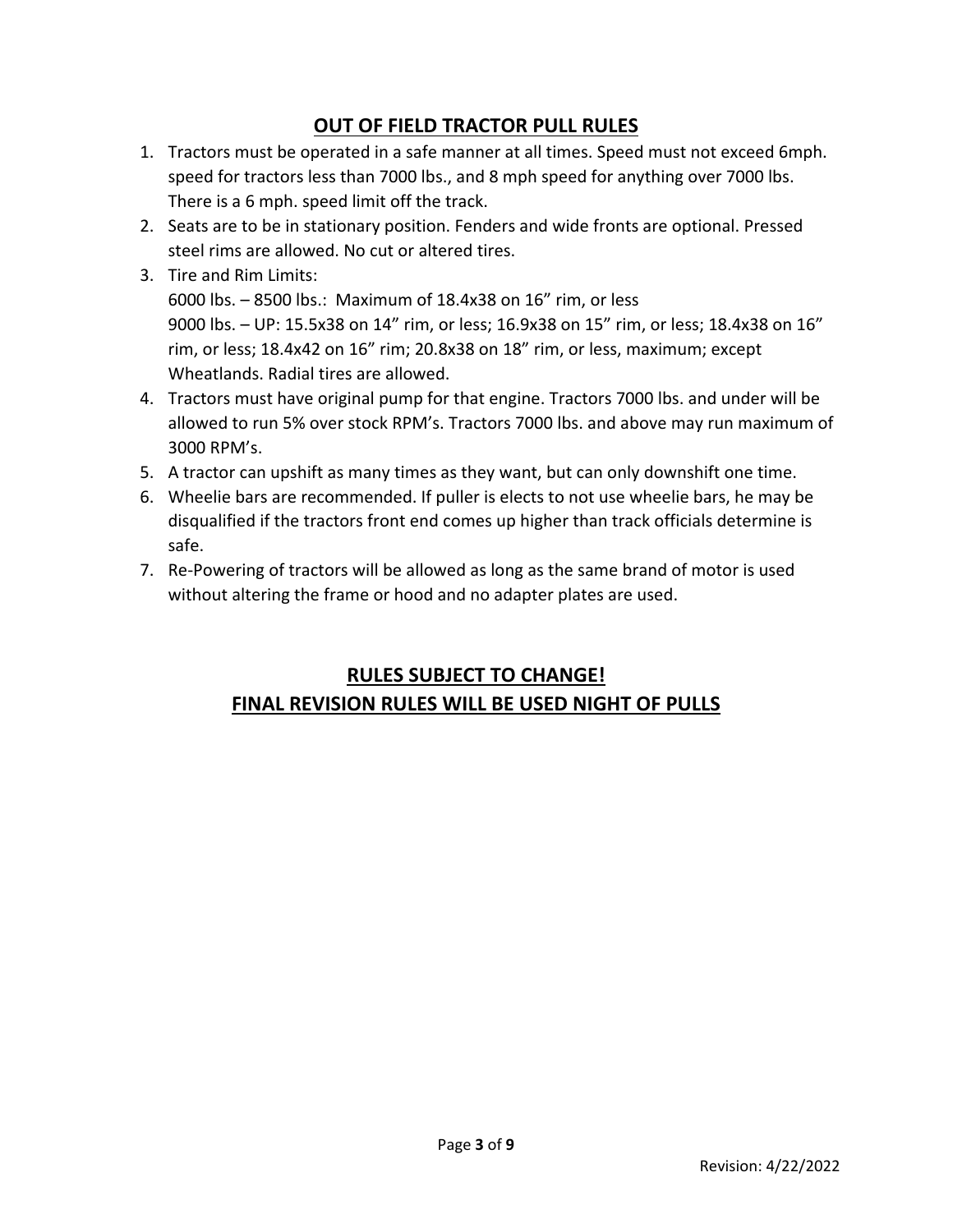## OUT OF FIELD TRACTOR PULL RULES

1. Tractors must be operated in a safe manner at all times. Speed must not exceed 6mph. speed for tractors less than 7000 lbs., and 8 mph speed for anything over 7000 lbs. There is a 6 mph. speed limit off the track.
2. Seats are to be in stationary position. Fenders and wide fronts are optional. Pressed steel rims are allowed. No cut or altered tires.
3. Tire and Rim Limits:
   6000 lbs. – 8500 lbs.: Maximum of 18.4x38 on 16" rim, or less
   9000 lbs. – UP: 15.5x38 on 14" rim, or less; 16.9x38 on 15" rim, or less; 18.4x38 on 16" rim, or less; 18.4x42 on 16" rim; 20.8x38 on 18" rim, or less, maximum; except Wheatlands. Radial tires are allowed.
4. Tractors must have original pump for that engine. Tractors 7000 lbs. and under will be allowed to run 5% over stock RPM's. Tractors 7000 lbs. and above may run maximum of 3000 RPM's.
5. A tractor can upshift as many times as they want, but can only downshift one time.
6. Wheelie bars are recommended. If puller is elects to not use wheelie bars, he may be disqualified if the tractors front end comes up higher than track officials determine is safe.
7. Re-Powering of tractors will be allowed as long as the same brand of motor is used without altering the frame or hood and no adapter plates are used.

**RULES SUBJECT TO CHANGE!**
**FINAL REVISION RULES WILL BE USED NIGHT OF PULLS**

Revision: 4/22/2022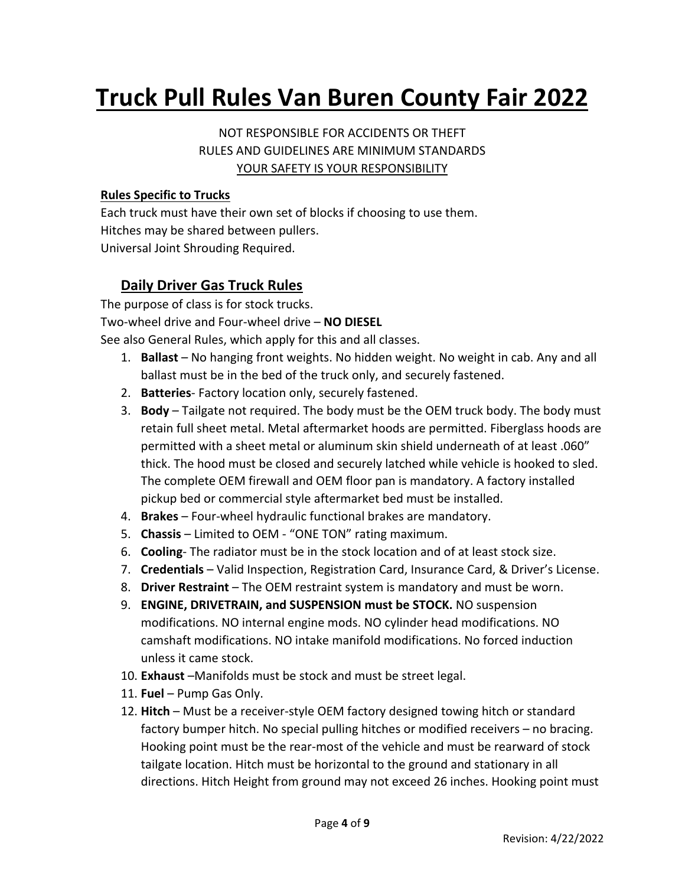# Truck Pull Rules Van Buren County Fair 2022

NOT RESPONSIBLE FOR ACCIDENTS OR THEFT
RULES AND GUIDELINES ARE MINIMUM STANDARDS
YOUR SAFETY IS YOUR RESPONSIBILITY

**Rules Specific to Trucks**

Each truck must have their own set of blocks if choosing to use them.
Hitches may be shared between pullers.
Universal Joint Shrouding Required.

## Daily Driver Gas Truck Rules

The purpose of class is for stock trucks.
Two-wheel drive and Four-wheel drive – **NO DIESEL**
See also General Rules, which apply for this and all classes.

1. **Ballast** – No hanging front weights. No hidden weight. No weight in cab. Any and all ballast must be in the bed of the truck only, and securely fastened.
2. **Batteries**- Factory location only, securely fastened.
3. **Body** – Tailgate not required. The body must be the OEM truck body. The body must retain full sheet metal. Metal aftermarket hoods are permitted. Fiberglass hoods are permitted with a sheet metal or aluminum skin shield underneath of at least .060" thick. The hood must be closed and securely latched while vehicle is hooked to sled. The complete OEM firewall and OEM floor pan is mandatory. A factory installed pickup bed or commercial style aftermarket bed must be installed.
4. **Brakes** – Four-wheel hydraulic functional brakes are mandatory.
5. **Chassis** – Limited to OEM - "ONE TON" rating maximum.
6. **Cooling**- The radiator must be in the stock location and of at least stock size.
7. **Credentials** – Valid Inspection, Registration Card, Insurance Card, & Driver's License.
8. **Driver Restraint** – The OEM restraint system is mandatory and must be worn.
9. **ENGINE, DRIVETRAIN, and SUSPENSION must be STOCK.** NO suspension modifications. NO internal engine mods. NO cylinder head modifications. NO camshaft modifications. NO intake manifold modifications. No forced induction unless it came stock.
10. **Exhaust** –Manifolds must be stock and must be street legal.
11. **Fuel** – Pump Gas Only.
12. **Hitch** – Must be a receiver-style OEM factory designed towing hitch or standard factory bumper hitch. No special pulling hitches or modified receivers – no bracing. Hooking point must be the rear-most of the vehicle and must be rearward of stock tailgate location. Hitch must be horizontal to the ground and stationary in all directions. Hitch Height from ground may not exceed 26 inches. Hooking point must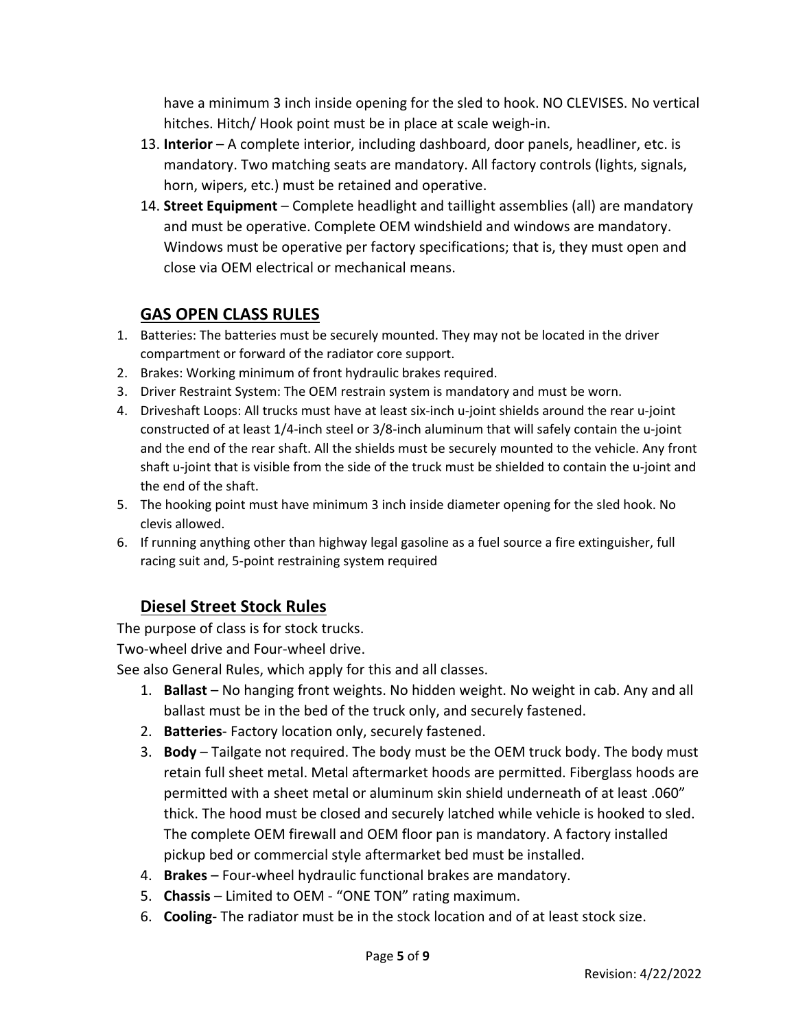have a minimum 3 inch inside opening for the sled to hook. NO CLEVISES. No vertical hitches. Hitch/ Hook point must be in place at scale weigh-in.

13. **Interior** – A complete interior, including dashboard, door panels, headliner, etc. is mandatory. Two matching seats are mandatory. All factory controls (lights, signals, horn, wipers, etc.) must be retained and operative.
14. **Street Equipment** – Complete headlight and taillight assemblies (all) are mandatory and must be operative. Complete OEM windshield and windows are mandatory. Windows must be operative per factory specifications; that is, they must open and close via OEM electrical or mechanical means.

## GAS OPEN CLASS RULES

1. Batteries: The batteries must be securely mounted. They may not be located in the driver compartment or forward of the radiator core support.
2. Brakes: Working minimum of front hydraulic brakes required.
3. Driver Restraint System: The OEM restrain system is mandatory and must be worn.
4. Driveshaft Loops: All trucks must have at least six-inch u-joint shields around the rear u-joint constructed of at least 1/4-inch steel or 3/8-inch aluminum that will safely contain the u-joint and the end of the rear shaft. All the shields must be securely mounted to the vehicle. Any front shaft u-joint that is visible from the side of the truck must be shielded to contain the u-joint and the end of the shaft.
5. The hooking point must have minimum 3 inch inside diameter opening for the sled hook. No clevis allowed.
6. If running anything other than highway legal gasoline as a fuel source a fire extinguisher, full racing suit and, 5-point restraining system required

## Diesel Street Stock Rules

The purpose of class is for stock trucks.

Two-wheel drive and Four-wheel drive.

See also General Rules, which apply for this and all classes.

1. **Ballast** – No hanging front weights. No hidden weight. No weight in cab. Any and all ballast must be in the bed of the truck only, and securely fastened.
2. **Batteries**- Factory location only, securely fastened.
3. **Body** – Tailgate not required. The body must be the OEM truck body. The body must retain full sheet metal. Metal aftermarket hoods are permitted. Fiberglass hoods are permitted with a sheet metal or aluminum skin shield underneath of at least .060" thick. The hood must be closed and securely latched while vehicle is hooked to sled. The complete OEM firewall and OEM floor pan is mandatory. A factory installed pickup bed or commercial style aftermarket bed must be installed.
4. **Brakes** – Four-wheel hydraulic functional brakes are mandatory.
5. **Chassis** – Limited to OEM - "ONE TON" rating maximum.
6. **Cooling**- The radiator must be in the stock location and of at least stock size.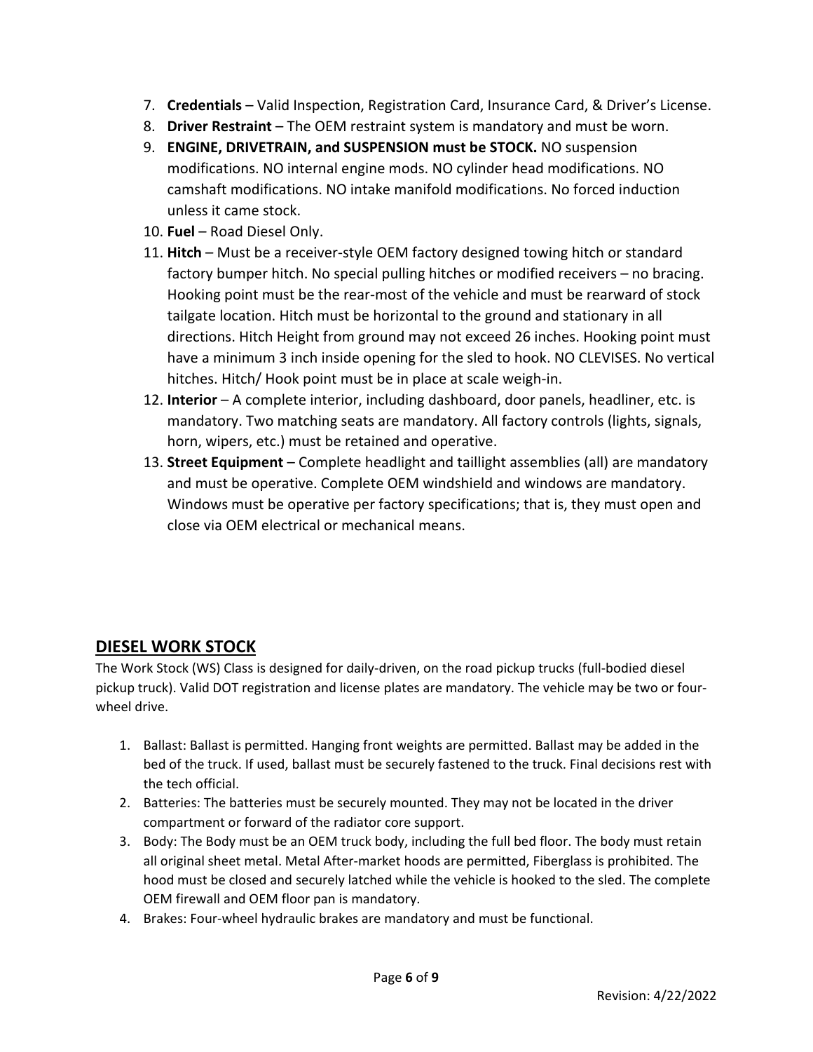7. **Credentials** – Valid Inspection, Registration Card, Insurance Card, & Driver's License.
8. **Driver Restraint** – The OEM restraint system is mandatory and must be worn.
9. **ENGINE, DRIVETRAIN, and SUSPENSION must be STOCK.** NO suspension modifications. NO internal engine mods. NO cylinder head modifications. NO camshaft modifications. NO intake manifold modifications. No forced induction unless it came stock.
10. **Fuel** – Road Diesel Only.
11. **Hitch** – Must be a receiver-style OEM factory designed towing hitch or standard factory bumper hitch. No special pulling hitches or modified receivers – no bracing. Hooking point must be the rear-most of the vehicle and must be rearward of stock tailgate location. Hitch must be horizontal to the ground and stationary in all directions. Hitch Height from ground may not exceed 26 inches. Hooking point must have a minimum 3 inch inside opening for the sled to hook. NO CLEVISES. No vertical hitches. Hitch/ Hook point must be in place at scale weigh-in.
12. **Interior** – A complete interior, including dashboard, door panels, headliner, etc. is mandatory. Two matching seats are mandatory. All factory controls (lights, signals, horn, wipers, etc.) must be retained and operative.
13. **Street Equipment** – Complete headlight and taillight assemblies (all) are mandatory and must be operative. Complete OEM windshield and windows are mandatory. Windows must be operative per factory specifications; that is, they must open and close via OEM electrical or mechanical means.

## DIESEL WORK STOCK

The Work Stock (WS) Class is designed for daily-driven, on the road pickup trucks (full-bodied diesel pickup truck). Valid DOT registration and license plates are mandatory. The vehicle may be two or four-wheel drive.

1. Ballast: Ballast is permitted. Hanging front weights are permitted. Ballast may be added in the bed of the truck. If used, ballast must be securely fastened to the truck. Final decisions rest with the tech official.
2. Batteries: The batteries must be securely mounted. They may not be located in the driver compartment or forward of the radiator core support.
3. Body: The Body must be an OEM truck body, including the full bed floor. The body must retain all original sheet metal. Metal After-market hoods are permitted, Fiberglass is prohibited. The hood must be closed and securely latched while the vehicle is hooked to the sled. The complete OEM firewall and OEM floor pan is mandatory.
4. Brakes: Four-wheel hydraulic brakes are mandatory and must be functional.

Revision: 4/22/2022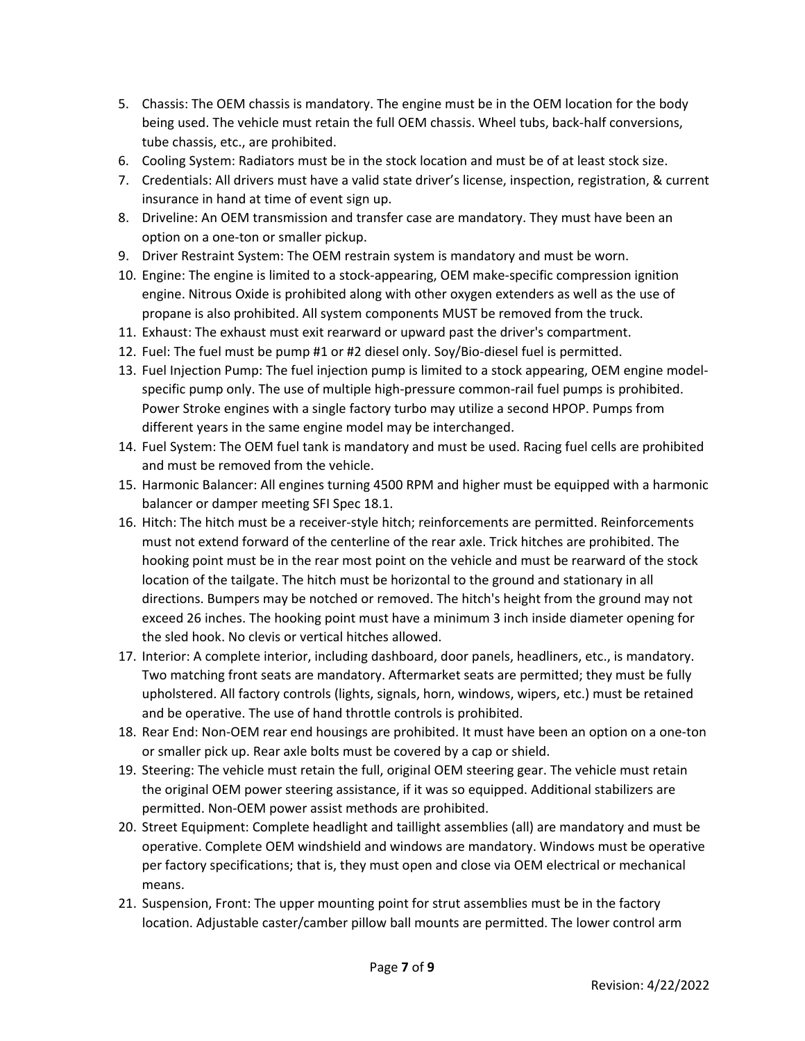5. Chassis: The OEM chassis is mandatory. The engine must be in the OEM location for the body being used. The vehicle must retain the full OEM chassis. Wheel tubs, back-half conversions, tube chassis, etc., are prohibited.
6. Cooling System: Radiators must be in the stock location and must be of at least stock size.
7. Credentials: All drivers must have a valid state driver's license, inspection, registration, & current insurance in hand at time of event sign up.
8. Driveline: An OEM transmission and transfer case are mandatory. They must have been an option on a one-ton or smaller pickup.
9. Driver Restraint System: The OEM restrain system is mandatory and must be worn.
10. Engine: The engine is limited to a stock-appearing, OEM make-specific compression ignition engine. Nitrous Oxide is prohibited along with other oxygen extenders as well as the use of propane is also prohibited. All system components MUST be removed from the truck.
11. Exhaust: The exhaust must exit rearward or upward past the driver's compartment.
12. Fuel: The fuel must be pump #1 or #2 diesel only. Soy/Bio-diesel fuel is permitted.
13. Fuel Injection Pump: The fuel injection pump is limited to a stock appearing, OEM engine model-specific pump only. The use of multiple high-pressure common-rail fuel pumps is prohibited. Power Stroke engines with a single factory turbo may utilize a second HPOP. Pumps from different years in the same engine model may be interchanged.
14. Fuel System: The OEM fuel tank is mandatory and must be used. Racing fuel cells are prohibited and must be removed from the vehicle.
15. Harmonic Balancer: All engines turning 4500 RPM and higher must be equipped with a harmonic balancer or damper meeting SFI Spec 18.1.
16. Hitch: The hitch must be a receiver-style hitch; reinforcements are permitted. Reinforcements must not extend forward of the centerline of the rear axle. Trick hitches are prohibited. The hooking point must be in the rear most point on the vehicle and must be rearward of the stock location of the tailgate. The hitch must be horizontal to the ground and stationary in all directions. Bumpers may be notched or removed. The hitch's height from the ground may not exceed 26 inches. The hooking point must have a minimum 3 inch inside diameter opening for the sled hook. No clevis or vertical hitches allowed.
17. Interior: A complete interior, including dashboard, door panels, headliners, etc., is mandatory. Two matching front seats are mandatory. Aftermarket seats are permitted; they must be fully upholstered. All factory controls (lights, signals, horn, windows, wipers, etc.) must be retained and be operative. The use of hand throttle controls is prohibited.
18. Rear End: Non-OEM rear end housings are prohibited. It must have been an option on a one-ton or smaller pick up. Rear axle bolts must be covered by a cap or shield.
19. Steering: The vehicle must retain the full, original OEM steering gear. The vehicle must retain the original OEM power steering assistance, if it was so equipped. Additional stabilizers are permitted. Non-OEM power assist methods are prohibited.
20. Street Equipment: Complete headlight and taillight assemblies (all) are mandatory and must be operative. Complete OEM windshield and windows are mandatory. Windows must be operative per factory specifications; that is, they must open and close via OEM electrical or mechanical means.
21. Suspension, Front: The upper mounting point for strut assemblies must be in the factory location. Adjustable caster/camber pillow ball mounts are permitted. The lower control arm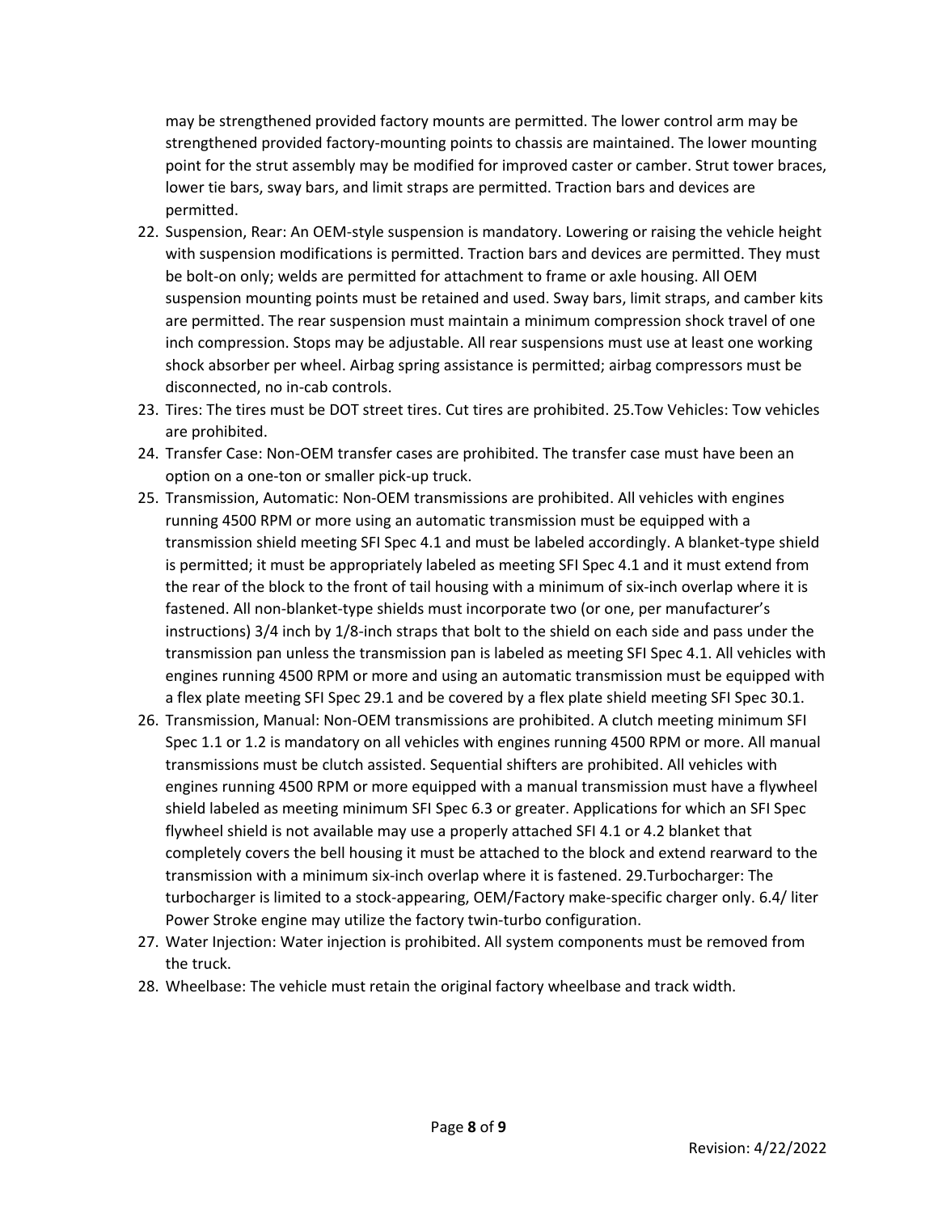may be strengthened provided factory mounts are permitted. The lower control arm may be strengthened provided factory-mounting points to chassis are maintained. The lower mounting point for the strut assembly may be modified for improved caster or camber. Strut tower braces, lower tie bars, sway bars, and limit straps are permitted. Traction bars and devices are permitted.

22. Suspension, Rear: An OEM-style suspension is mandatory. Lowering or raising the vehicle height with suspension modifications is permitted. Traction bars and devices are permitted. They must be bolt-on only; welds are permitted for attachment to frame or axle housing. All OEM suspension mounting points must be retained and used. Sway bars, limit straps, and camber kits are permitted. The rear suspension must maintain a minimum compression shock travel of one inch compression. Stops may be adjustable. All rear suspensions must use at least one working shock absorber per wheel. Airbag spring assistance is permitted; airbag compressors must be disconnected, no in-cab controls.
23. Tires: The tires must be DOT street tires. Cut tires are prohibited. 25.Tow Vehicles: Tow vehicles are prohibited.
24. Transfer Case: Non-OEM transfer cases are prohibited. The transfer case must have been an option on a one-ton or smaller pick-up truck.
25. Transmission, Automatic: Non-OEM transmissions are prohibited. All vehicles with engines running 4500 RPM or more using an automatic transmission must be equipped with a transmission shield meeting SFI Spec 4.1 and must be labeled accordingly. A blanket-type shield is permitted; it must be appropriately labeled as meeting SFI Spec 4.1 and it must extend from the rear of the block to the front of tail housing with a minimum of six-inch overlap where it is fastened. All non-blanket-type shields must incorporate two (or one, per manufacturer's instructions) 3/4 inch by 1/8-inch straps that bolt to the shield on each side and pass under the transmission pan unless the transmission pan is labeled as meeting SFI Spec 4.1. All vehicles with engines running 4500 RPM or more and using an automatic transmission must be equipped with a flex plate meeting SFI Spec 29.1 and be covered by a flex plate shield meeting SFI Spec 30.1.
26. Transmission, Manual: Non-OEM transmissions are prohibited. A clutch meeting minimum SFI Spec 1.1 or 1.2 is mandatory on all vehicles with engines running 4500 RPM or more. All manual transmissions must be clutch assisted. Sequential shifters are prohibited. All vehicles with engines running 4500 RPM or more equipped with a manual transmission must have a flywheel shield labeled as meeting minimum SFI Spec 6.3 or greater. Applications for which an SFI Spec flywheel shield is not available may use a properly attached SFI 4.1 or 4.2 blanket that completely covers the bell housing it must be attached to the block and extend rearward to the transmission with a minimum six-inch overlap where it is fastened. 29.Turbocharger: The turbocharger is limited to a stock-appearing, OEM/Factory make-specific charger only. 6.4/ liter Power Stroke engine may utilize the factory twin-turbo configuration.
27. Water Injection: Water injection is prohibited. All system components must be removed from the truck.
28. Wheelbase: The vehicle must retain the original factory wheelbase and track width.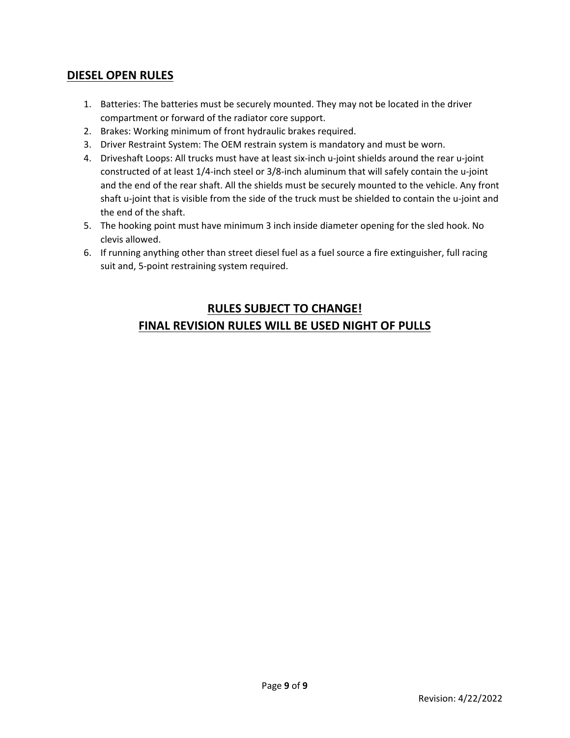## DIESEL OPEN RULES

1. Batteries: The batteries must be securely mounted. They may not be located in the driver compartment or forward of the radiator core support.
2. Brakes: Working minimum of front hydraulic brakes required.
3. Driver Restraint System: The OEM restrain system is mandatory and must be worn.
4. Driveshaft Loops: All trucks must have at least six-inch u-joint shields around the rear u-joint constructed of at least 1/4-inch steel or 3/8-inch aluminum that will safely contain the u-joint and the end of the rear shaft. All the shields must be securely mounted to the vehicle. Any front shaft u-joint that is visible from the side of the truck must be shielded to contain the u-joint and the end of the shaft.
5. The hooking point must have minimum 3 inch inside diameter opening for the sled hook. No clevis allowed.
6. If running anything other than street diesel fuel as a fuel source a fire extinguisher, full racing suit and, 5-point restraining system required.

**RULES SUBJECT TO CHANGE!**

**FINAL REVISION RULES WILL BE USED NIGHT OF PULLS**

Revision: 4/22/2022